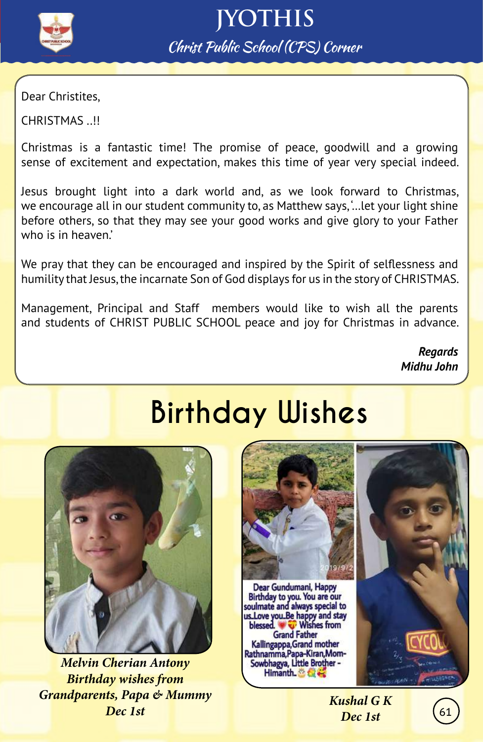# JYOTHIS

## Christ Public School (CPS) Corner

Dear Christites,

CHRISTMAS ..!!

Christmas is a fantastic time! The promise of peace, goodwill and a growing sense of excitement and expectation, makes this time of year very special indeed.

Jesus brought light into a dark world and, as we look forward to Christmas, we encourage all in our student community to, as Matthew says, '...let your light shine before others, so that they may see your good works and give glory to your Father who is in heaven.'

We pray that they can be encouraged and inspired by the Spirit of selflessness and humility that Jesus, the incarnate Son of God displays for us in the story of CHRISTMAS.

Management, Principal and Staff members would like to wish all the parents and students of CHRIST PUBLIC SCHOOL peace and joy for Christmas in advance.

***Regards***
***Midhu John***

# Birthday Wishes

***Melvin Cherian Antony***
***Birthday wishes from Grandparents, Papa & Mummy***
***Dec 1st***

Dear Gundumani, Happy Birthday to you. You are our soulmate and always special to us. Love you. Be happy and stay blessed. Wishes from Grand Father Kallingappa, Grand mother Rathnamma, Papa-Kiran, Mom-Sowbhagya, Little Brother - Himanth.

***Kushal G K***
***Dec 1st***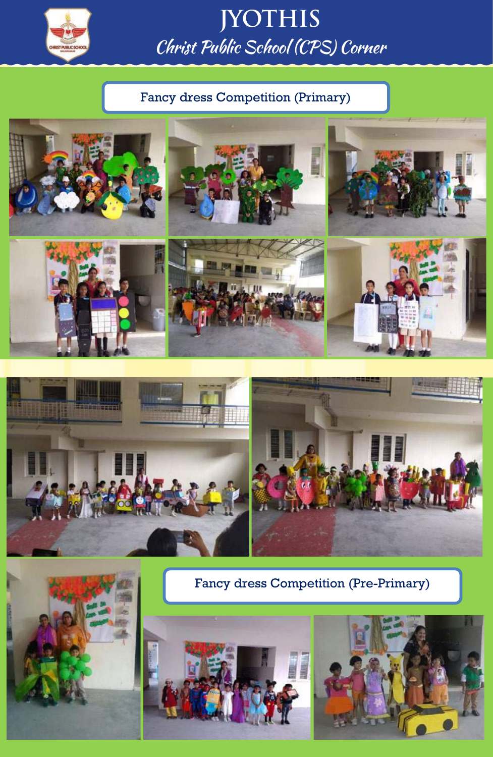# JYOTHIS

## Christ Public School (CPS) Corner

### Fancy dress Competition (Primary)

### Fancy dress Competition (Pre-Primary)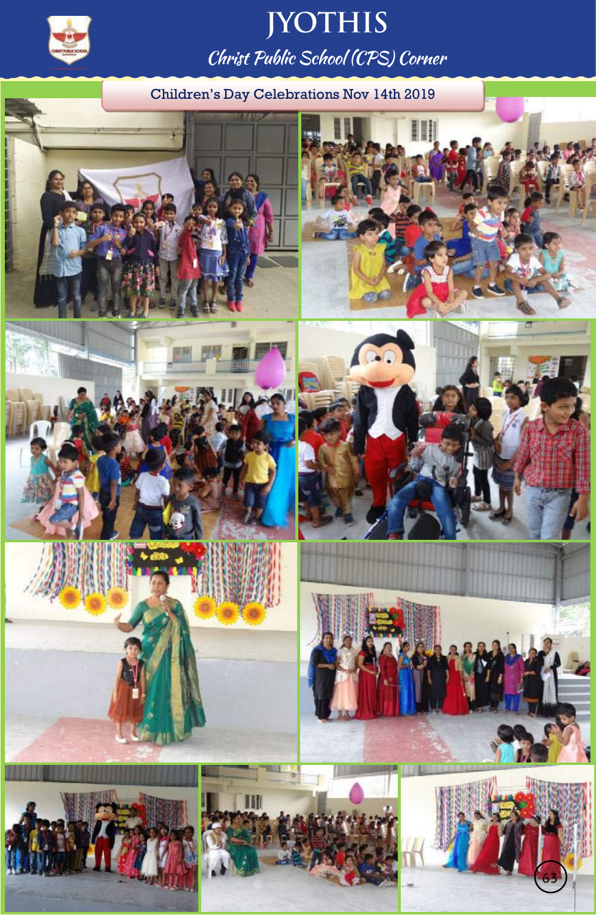# JYOTHIS

## *Christ Public School (CPS) Corner*

### Children's Day Celebrations Nov 14th 2019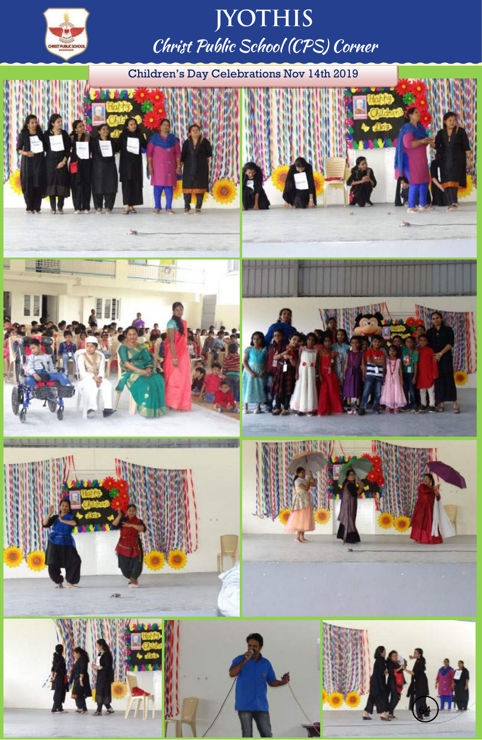# JYOTHIS

## Christ Public School (CPS) Corner

### Children's Day Celebrations Nov 14th 2019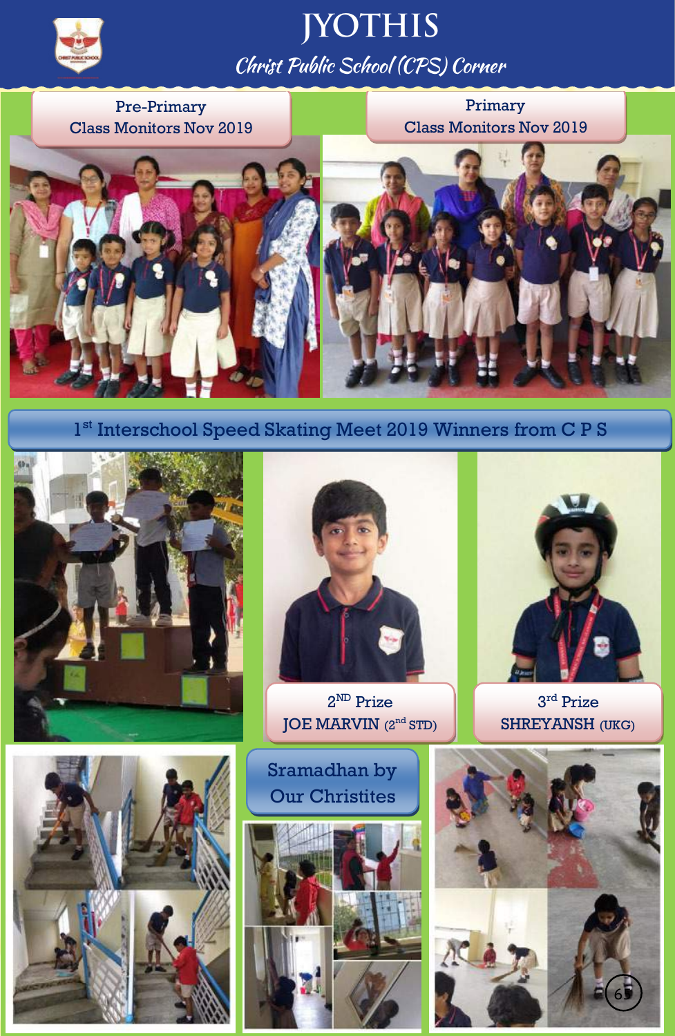# JYOTHIS

## Christ Public School (CPS) Corner

Pre-Primary
Class Monitors Nov 2019

Primary
Class Monitors Nov 2019

## 1st Interschool Speed Skating Meet 2019 Winners from C P S

2ND Prize
JOE MARVIN (2nd STD)

3rd Prize
SHREYANSH (UKG)

## Sramadhan by Our Christites